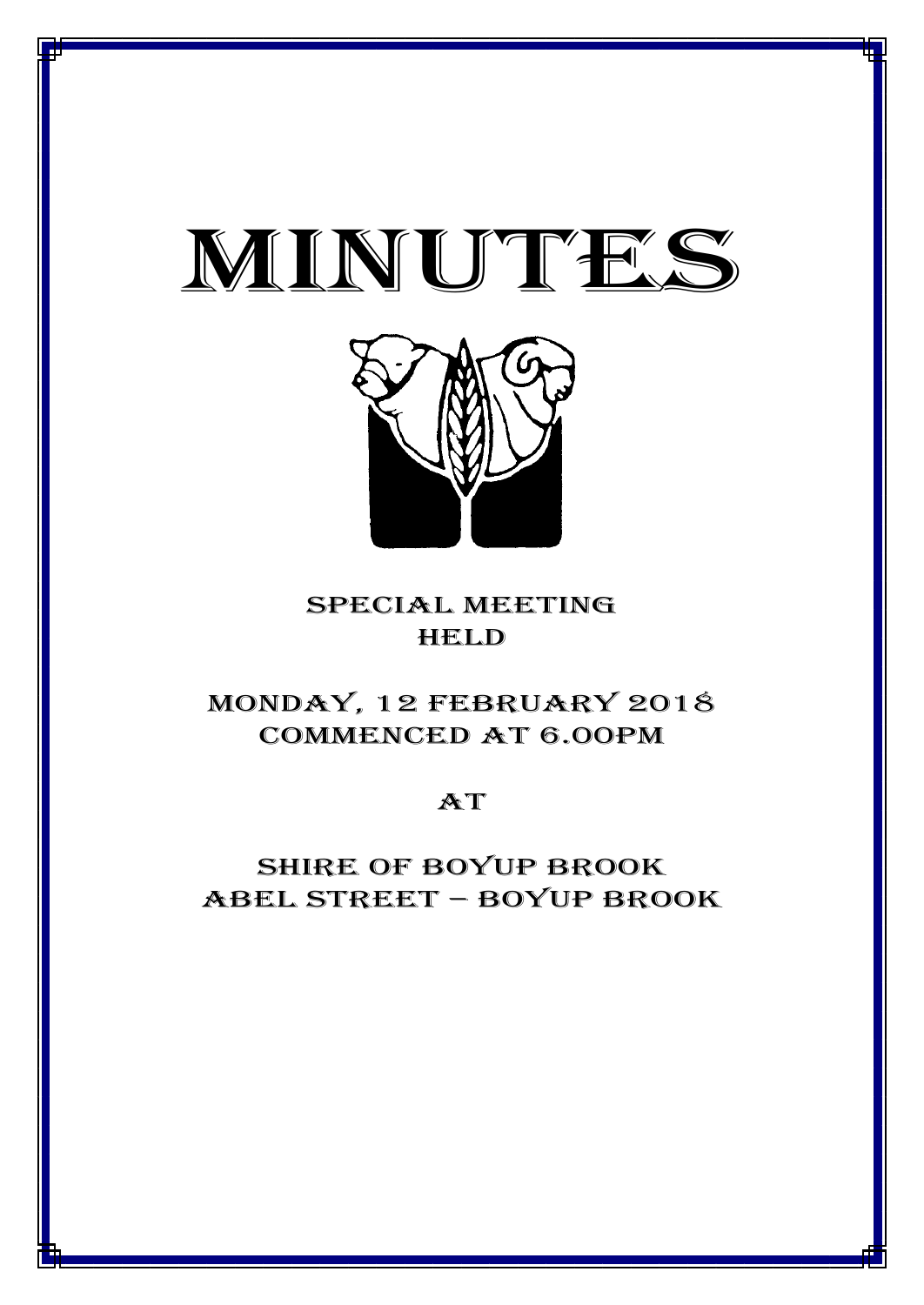# MINUTES

SPECIAL MEETING
HELD

MONDAY, 12 FEBRUARY 2018
COMMENCED AT 6.00PM

AT

SHIRE OF BOYUP BROOK
ABEL STREET – BOYUP BROOK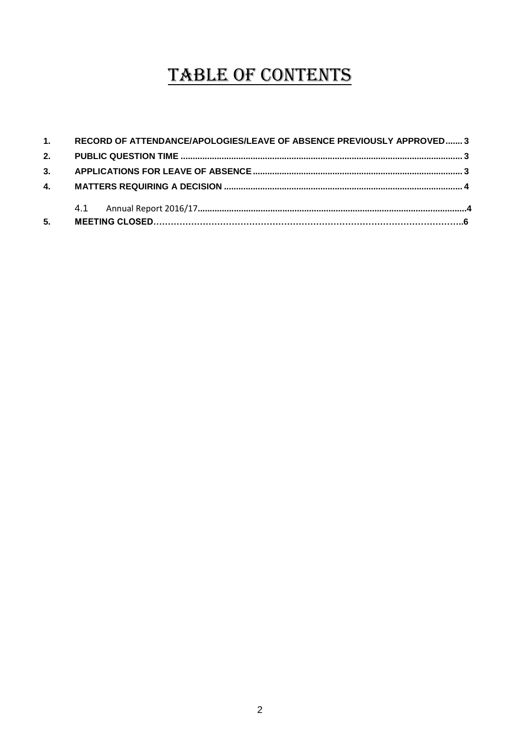# TABLE OF CONTENTS

| | | |
|---|---|---|
| **1.** | **RECORD OF ATTENDANCE/APOLOGIES/LEAVE OF ABSENCE PREVIOUSLY APPROVED** | **3** |
| **2.** | **PUBLIC QUESTION TIME** | **3** |
| **3.** | **APPLICATIONS FOR LEAVE OF ABSENCE** | **3** |
| **4.** | **MATTERS REQUIRING A DECISION** | **4** |
| | 4.1 Annual Report 2016/17 | **4** |
| **5.** | **MEETING CLOSED** | **6** |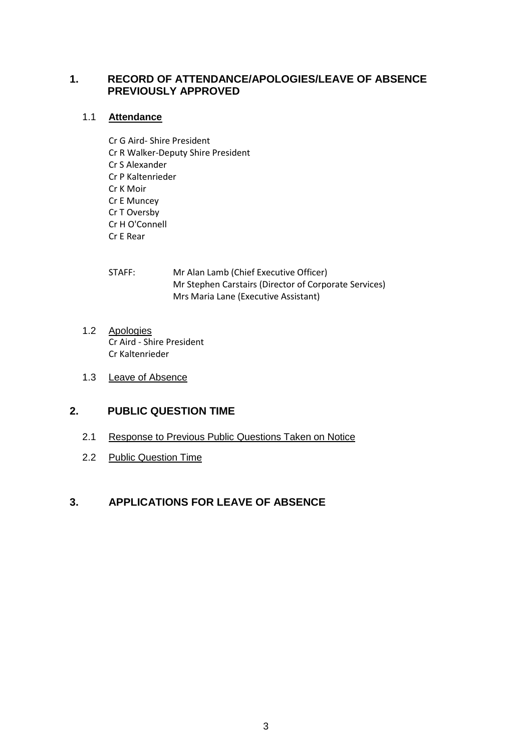## 1. RECORD OF ATTENDANCE/APOLOGIES/LEAVE OF ABSENCE PREVIOUSLY APPROVED

### 1.1 **Attendance**

Cr G Aird- Shire President
Cr R Walker-Deputy Shire President
Cr S Alexander
Cr P Kaltenrieder
Cr K Moir
Cr E Muncey
Cr T Oversby
Cr H O'Connell
Cr E Rear

STAFF: Mr Alan Lamb (Chief Executive Officer)
Mr Stephen Carstairs (Director of Corporate Services)
Mrs Maria Lane (Executive Assistant)

### 1.2 Apologies

Cr Aird - Shire President
Cr Kaltenrieder

### 1.3 Leave of Absence

## 2. PUBLIC QUESTION TIME

### 2.1 Response to Previous Public Questions Taken on Notice

### 2.2 Public Question Time

## 3. APPLICATIONS FOR LEAVE OF ABSENCE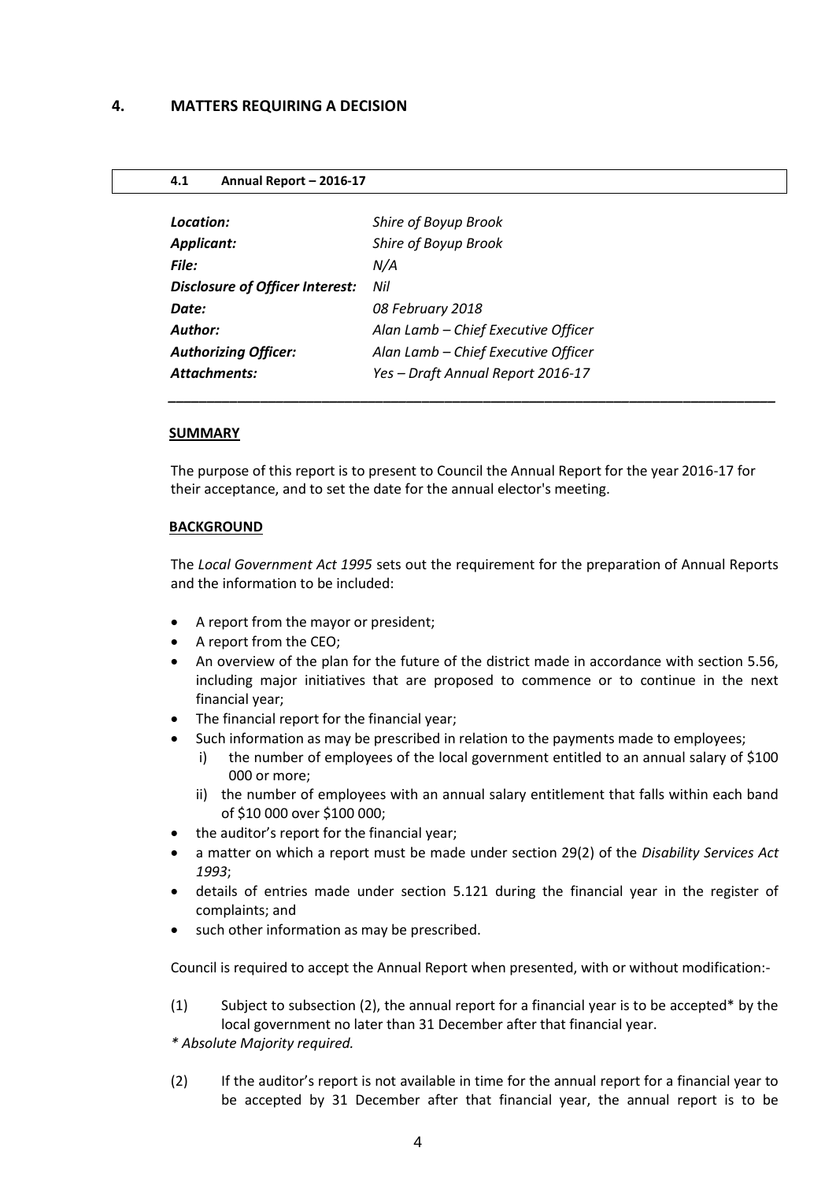# 4. MATTERS REQUIRING A DECISION

## 4.1 Annual Report – 2016-17

| | |
|---|---|
| ***Location:*** | *Shire of Boyup Brook* |
| ***Applicant:*** | *Shire of Boyup Brook* |
| ***File:*** | *N/A* |
| ***Disclosure of Officer Interest:*** | *Nil* |
| ***Date:*** | *08 February 2018* |
| ***Author:*** | *Alan Lamb – Chief Executive Officer* |
| ***Authorizing Officer:*** | *Alan Lamb – Chief Executive Officer* |
| ***Attachments:*** | *Yes – Draft Annual Report 2016-17* |

**SUMMARY**

The purpose of this report is to present to Council the Annual Report for the year 2016-17 for their acceptance, and to set the date for the annual elector's meeting.

**BACKGROUND**

The *Local Government Act 1995* sets out the requirement for the preparation of Annual Reports and the information to be included:

- A report from the mayor or president;
- A report from the CEO;
- An overview of the plan for the future of the district made in accordance with section 5.56, including major initiatives that are proposed to commence or to continue in the next financial year;
- The financial report for the financial year;
- Such information as may be prescribed in relation to the payments made to employees;
  - i) the number of employees of the local government entitled to an annual salary of $100 000 or more;
  - ii) the number of employees with an annual salary entitlement that falls within each band of $10 000 over $100 000;
- the auditor's report for the financial year;
- a matter on which a report must be made under section 29(2) of the *Disability Services Act 1993*;
- details of entries made under section 5.121 during the financial year in the register of complaints; and
- such other information as may be prescribed.

Council is required to accept the Annual Report when presented, with or without modification:-

(1) Subject to subsection (2), the annual report for a financial year is to be accepted* by the local government no later than 31 December after that financial year.

*\* Absolute Majority required.*

(2) If the auditor's report is not available in time for the annual report for a financial year to be accepted by 31 December after that financial year, the annual report is to be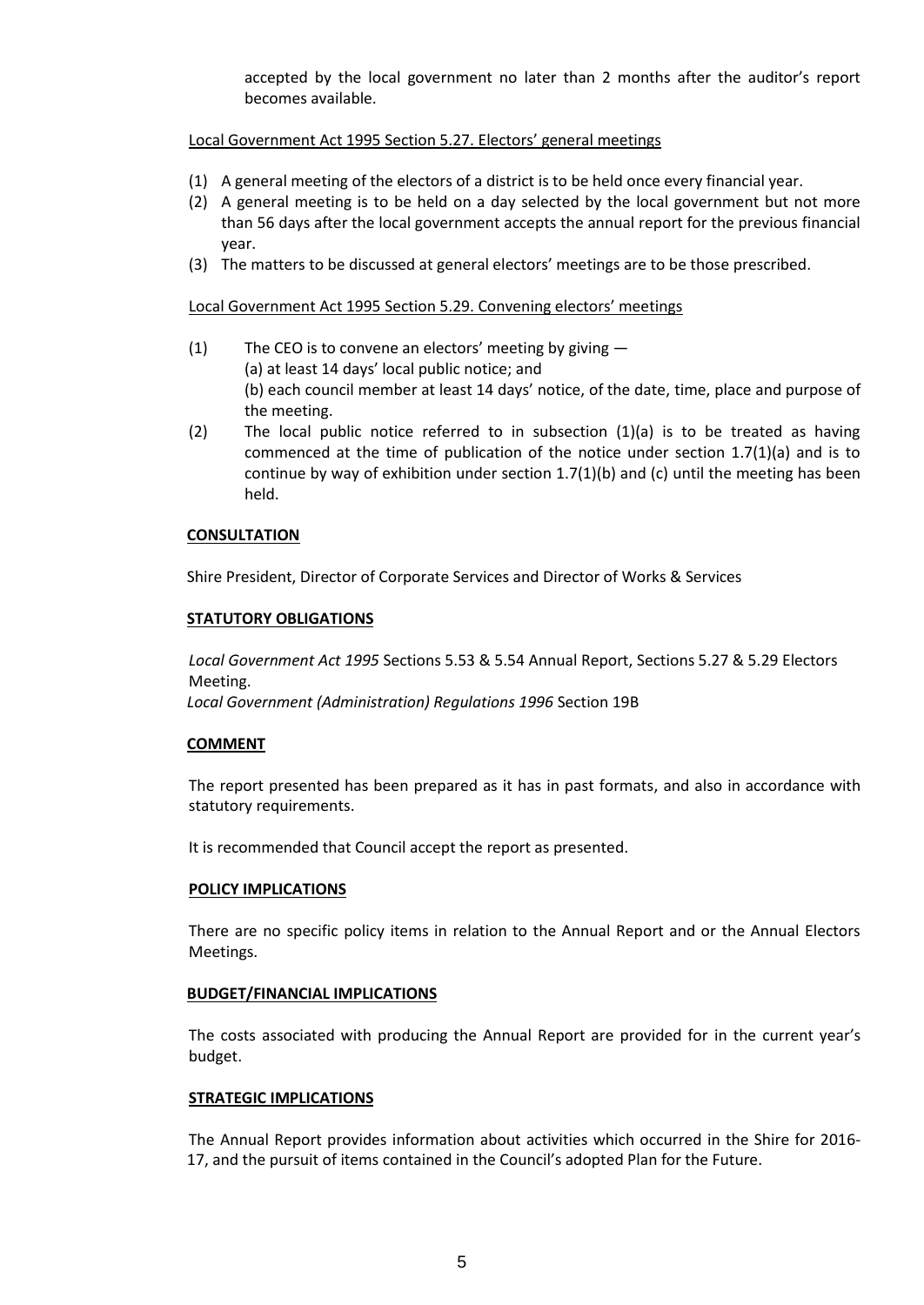accepted by the local government no later than 2 months after the auditor's report becomes available.

Local Government Act 1995 Section 5.27. Electors' general meetings

(1) A general meeting of the electors of a district is to be held once every financial year.
(2) A general meeting is to be held on a day selected by the local government but not more than 56 days after the local government accepts the annual report for the previous financial year.
(3) The matters to be discussed at general electors' meetings are to be those prescribed.

Local Government Act 1995 Section 5.29. Convening electors' meetings

(1) The CEO is to convene an electors' meeting by giving —
   (a) at least 14 days' local public notice; and
   (b) each council member at least 14 days' notice, of the date, time, place and purpose of the meeting.
(2) The local public notice referred to in subsection (1)(a) is to be treated as having commenced at the time of publication of the notice under section 1.7(1)(a) and is to continue by way of exhibition under section 1.7(1)(b) and (c) until the meeting has been held.

**CONSULTATION**

Shire President, Director of Corporate Services and Director of Works & Services

**STATUTORY OBLIGATIONS**

*Local Government Act 1995* Sections 5.53 & 5.54 Annual Report, Sections 5.27 & 5.29 Electors Meeting.
*Local Government (Administration) Regulations 1996* Section 19B

**COMMENT**

The report presented has been prepared as it has in past formats, and also in accordance with statutory requirements.

It is recommended that Council accept the report as presented.

**POLICY IMPLICATIONS**

There are no specific policy items in relation to the Annual Report and or the Annual Electors Meetings.

**BUDGET/FINANCIAL IMPLICATIONS**

The costs associated with producing the Annual Report are provided for in the current year's budget.

**STRATEGIC IMPLICATIONS**

The Annual Report provides information about activities which occurred in the Shire for 2016-17, and the pursuit of items contained in the Council's adopted Plan for the Future.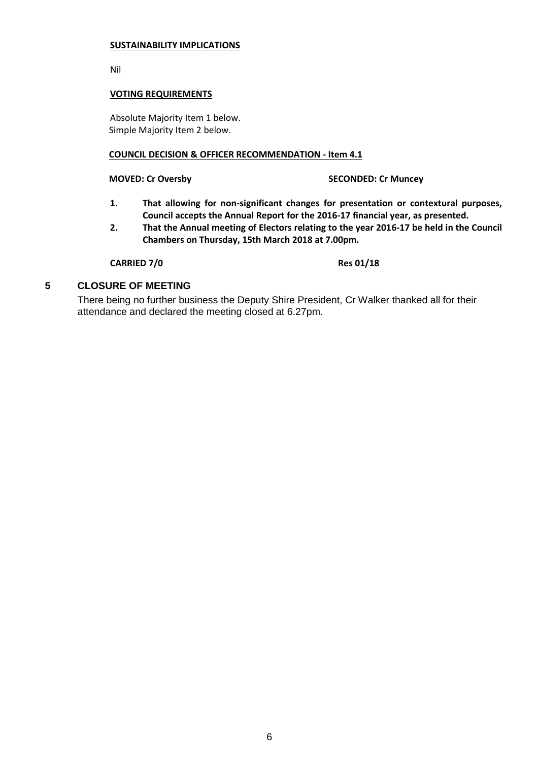**SUSTAINABILITY IMPLICATIONS**

Nil

**VOTING REQUIREMENTS**

Absolute Majority Item 1 below.
Simple Majority Item 2 below.

**COUNCIL DECISION & OFFICER RECOMMENDATION - Item 4.1**

**MOVED: Cr Oversby** **SECONDED: Cr Muncey**

1. **That allowing for non-significant changes for presentation or contextural purposes, Council accepts the Annual Report for the 2016-17 financial year, as presented.**
2. **That the Annual meeting of Electors relating to the year 2016-17 be held in the Council Chambers on Thursday, 15th March 2018 at 7.00pm.**

**CARRIED 7/0** **Res 01/18**

## 5 CLOSURE OF MEETING

There being no further business the Deputy Shire President, Cr Walker thanked all for their attendance and declared the meeting closed at 6.27pm.